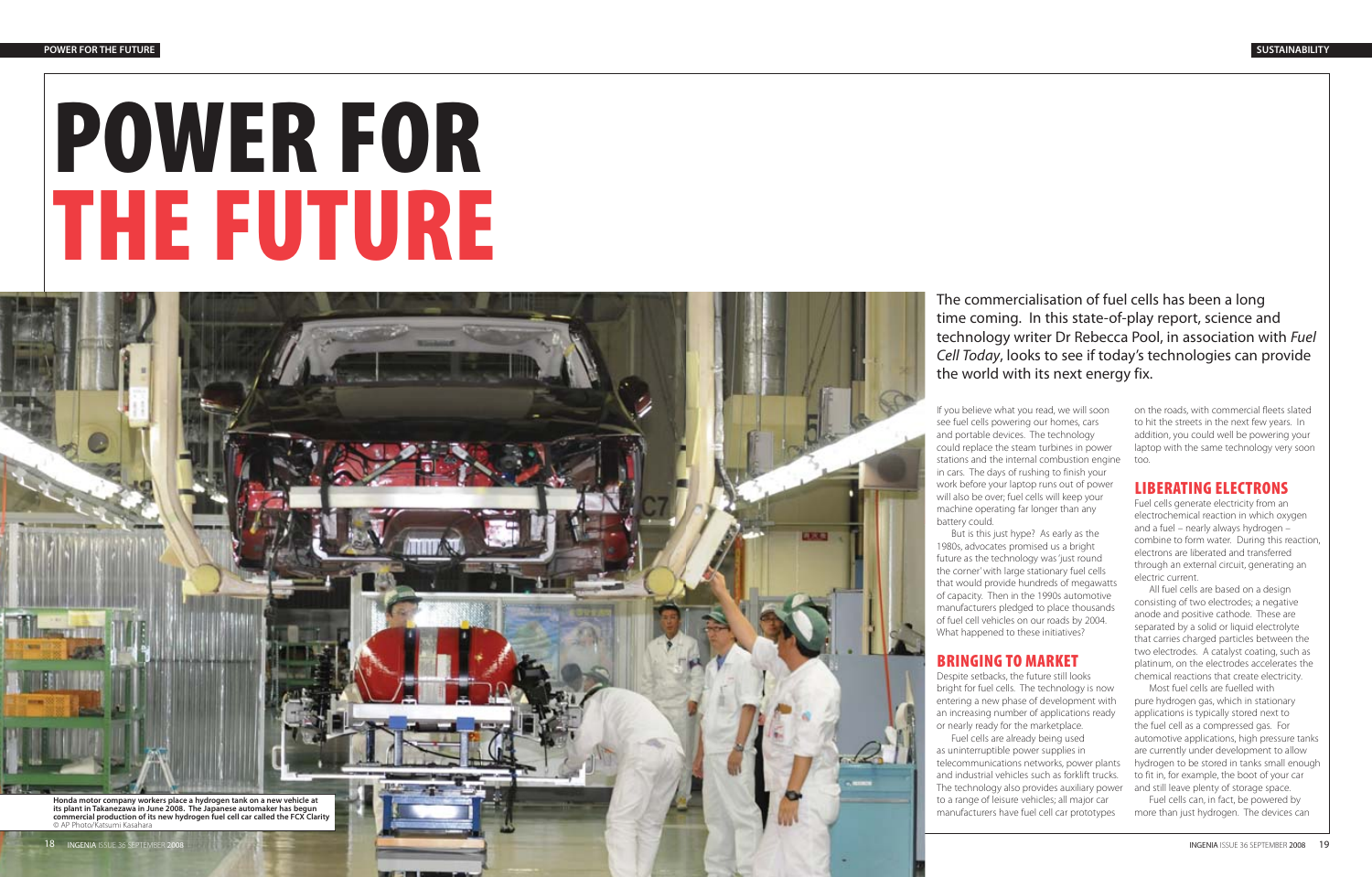# POWER FOR THE FUTURE

The commercialisation of fuel cells has been a long time coming. In this state-of-play report, science and technology writer Dr Rebecca Pool, in association with *Fuel Cell Today*, looks to see if today's technologies can provide the world with its next energy fix.

Honda motor company workers place a hydrogen tank on a new vehicle at its plant in Takanezawa in June 2008. The Japanese automaker has begun commercial production of its new hydrogen fuel cell car called the FCX Clarity © AP Photo/Katsumi Kasahara

If you believe what you read, we will soon see fuel cells powering our homes, cars and portable devices. The technology could replace the steam turbines in power stations and the internal combustion engine in cars. The days of rushing to finish your work before your laptop runs out of power will also be over; fuel cells will keep your machine operating far longer than any battery could.

But is this just hype? As early as the 1980s, advocates promised us a bright future as the technology was 'just round the corner' with large stationary fuel cells that would provide hundreds of megawatts of capacity. Then in the 1990s automotive manufacturers pledged to place thousands of fuel cell vehicles on our roads by 2004. What happened to these initiatives?

## BRINGING TO MARKET

Despite setbacks, the future still looks bright for fuel cells. The technology is now entering a new phase of development with an increasing number of applications ready or nearly ready for the marketplace.

Fuel cells are already being used as uninterruptible power supplies in telecommunications networks, power plants and industrial vehicles such as forklift trucks. The technology also provides auxiliary power to a range of leisure vehicles; all major car manufacturers have fuel cell car prototypes on the roads, with commercial fleets slated to hit the streets in the next few years. In addition, you could well be powering your laptop with the same technology very soon too.

## LIBERATING ELECTRONS

Fuel cells generate electricity from an electrochemical reaction in which oxygen and a fuel – nearly always hydrogen – combine to form water. During this reaction, electrons are liberated and transferred through an external circuit, generating an electric current.

All fuel cells are based on a design consisting of two electrodes; a negative anode and positive cathode. These are separated by a solid or liquid electrolyte that carries charged particles between the two electrodes. A catalyst coating, such as platinum, on the electrodes accelerates the chemical reactions that create electricity.

Most fuel cells are fuelled with pure hydrogen gas, which in stationary applications is typically stored next to the fuel cell as a compressed gas. For automotive applications, high pressure tanks are currently under development to allow hydrogen to be stored in tanks small enough to fit in, for example, the boot of your car and still leave plenty of storage space.

Fuel cells can, in fact, be powered by more than just hydrogen. The devices can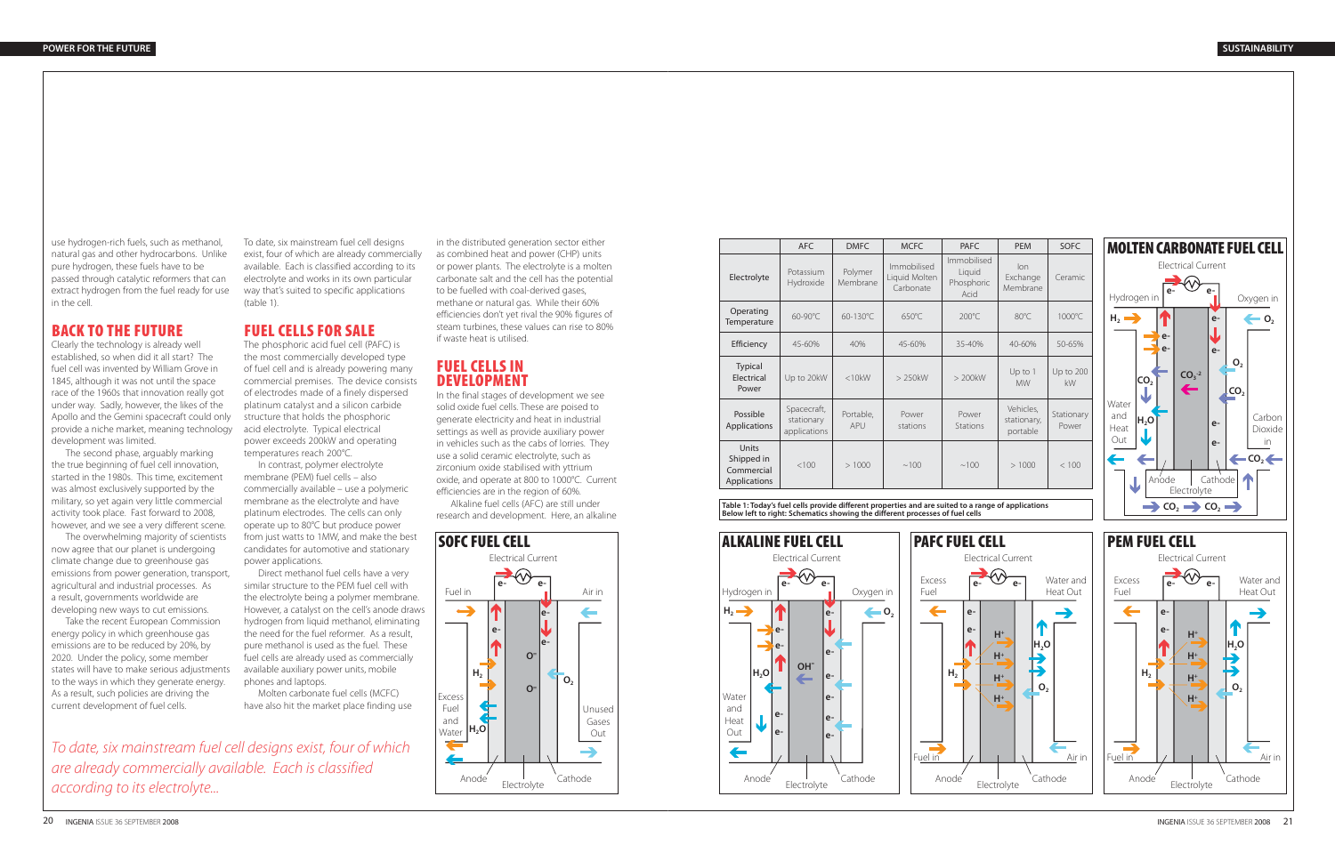use hydrogen-rich fuels, such as methanol, natural gas and other hydrocarbons. Unlike pure hydrogen, these fuels have to be passed through catalytic reformers that can extract hydrogen from the fuel ready for use in the cell.

## BACK TO THE FUTURE

Clearly the technology is already well established, so when did it all start? The fuel cell was invented by William Grove in 1845, although it was not until the space race of the 1960s that innovation really got under way. Sadly, however, the likes of the Apollo and the Gemini spacecraft could only provide a niche market, meaning technology development was limited.

The second phase, arguably marking the true beginning of fuel cell innovation, started in the 1980s. This time, excitement was almost exclusively supported by the military, so yet again very little commercial activity took place. Fast forward to 2008, however, and we see a very different scene.

The overwhelming majority of scientists now agree that our planet is undergoing climate change due to greenhouse gas emissions from power generation, transport, agricultural and industrial processes. As a result, governments worldwide are developing new ways to cut emissions.

Take the recent European Commission energy policy in which greenhouse gas emissions are to be reduced by 20%, by 2020. Under the policy, some member states will have to make serious adjustments to the ways in which they generate energy. As a result, such policies are driving the current development of fuel cells.

To date, six mainstream fuel cell designs exist, four of which are already commercially available. Each is classified according to its electrolyte and works in its own particular way that's suited to specific applications (table 1).

## FUEL CELLS FOR SALE

The phosphoric acid fuel cell (PAFC) is the most commercially developed type of fuel cell and is already powering many commercial premises. The device consists of electrodes made of a finely dispersed platinum catalyst and a silicon carbide structure that holds the phosphoric acid electrolyte. Typical electrical power exceeds 200kW and operating temperatures reach 200°C.

In contrast, polymer electrolyte membrane (PEM) fuel cells – also commercially available – use a polymeric membrane as the electrolyte and have platinum electrodes. The cells can only operate up to 80°C but produce power from just watts to 1MW, and make the best candidates for automotive and stationary power applications.

Direct methanol fuel cells have a very similar structure to the PEM fuel cell with the electrolyte being a polymer membrane. However, a catalyst on the cell's anode draws hydrogen from liquid methanol, eliminating the need for the fuel reformer. As a result, pure methanol is used as the fuel. These fuel cells are already used as commercially available auxiliary power units, mobile phones and laptops.

Molten carbonate fuel cells (MCFC) have also hit the market place finding use in the distributed generation sector either as combined heat and power (CHP) units or power plants. The electrolyte is a molten carbonate salt and the cell has the potential to be fuelled with coal-derived gases, methane or natural gas. While their 60% efficiencies don't yet rival the 90% figures of steam turbines, these values can rise to 80% if waste heat is utilised.

## FUEL CELLS IN DEVELOPMENT

In the final stages of development we see solid oxide fuel cells. These are poised to generate electricity and heat in industrial settings as well as provide auxiliary power in vehicles such as the cabs of lorries. They use a solid ceramic electrolyte, such as zirconium oxide stabilised with yttrium oxide, and operate at 800 to 1000°C. Current efficiencies are in the region of 60%.

Alkaline fuel cells (AFC) are still under research and development. Here, an alkaline

*To date, six mainstream fuel cell designs exist, four of which are already commercially available. Each is classified according to its electrolyte...*

| | AFC | DMFC | MCFC | PAFC | PEM | SOFC |
|---|---|---|---|---|---|---|
| Electrolyte | Potassium Hydroxide | Polymer Membrane | Immobilised Liquid Molten Carbonate | Immobilised Liquid Phosphoric Acid | Ion Exchange Membrane | Ceramic |
| Operating Temperature | 60-90°C | 60-130°C | 650°C | 200°C | 80°C | 1000°C |
| Efficiency | 45-60% | 40% | 45-60% | 35-40% | 40-60% | 50-65% |
| Typical Electrical Power | Up to 20kW | <10kW | > 250kW | > 200kW | Up to 1 MW | Up to 200 kW |
| Possible Applications | Spacecraft, stationary applications | Portable, APU | Power stations | Power Stations | Vehicles, stationary, portable | Stationary Power |
| Units Shipped in Commercial Applications | <100 | > 1000 | ~100 | ~100 | > 1000 | < 100 |

**Table 1: Today's fuel cells provide different properties and are suited to a range of applications**
**Below left to right: Schematics showing the different processes of fuel cells**

**SOFC FUEL CELL** — Electrical Current; Fuel in; Air in; $H_2$; $O^=$; $O_2$; Excess Fuel and Water; $H_2O$; Unused Gases Out; Anode; Electrolyte; Cathode

**MOLTEN CARBONATE FUEL CELL** — Electrical Current; Hydrogen in; Oxygen in; $H_2$; $O_2$; $CO_2$; $CO_3^{-2}$; Water and Heat Out; $H_2O$; Carbon Dioxide in; Anode; Cathode; Electrolyte

**ALKALINE FUEL CELL** — Electrical Current; Hydrogen in; Oxygen in; $H_2$; $O_2$; $OH^-$; $H_2O$; Water and Heat Out; Anode; Electrolyte; Cathode

**PAFC FUEL CELL** — Electrical Current; Excess Fuel; Water and Heat Out; $H^+$; $H_2$; $H_2O$; $O_2$; Fuel in; Air in; Anode; Electrolyte; Cathode

**PEM FUEL CELL** — Electrical Current; Excess Fuel; Water and Heat Out; $H^+$; $H_2$; $H_2O$; $O_2$; Fuel in; Air in; Anode; Electrolyte; Cathode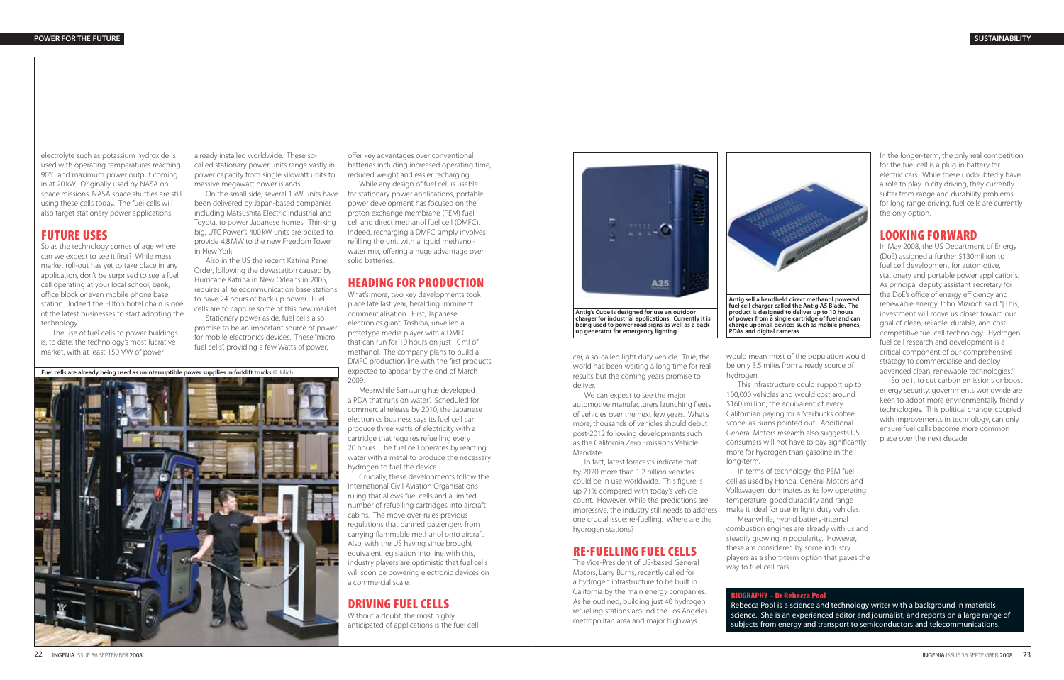electrolyte such as potassium hydroxide is used with operating temperatures reaching 90°C and maximum power output coming in at 20 kW. Originally used by NASA on space missions, NASA space shuttles are still using these cells today. The fuel cells will also target stationary power applications.

## FUTURE USES

So as the technology comes of age where can we expect to see it first? While mass market roll-out has yet to take place in any application, don't be surprised to see a fuel cell operating at your local school, bank, office block or even mobile phone base station. Indeed the Hilton hotel chain is one of the latest businesses to start adopting the technology.

The use of fuel cells to power buildings is, to date, the technology's most lucrative market, with at least 150 MW of power already installed worldwide. These so-called stationary power units range vastly in power capacity from single kilowatt units to massive megawatt power islands.

On the small side, several 1 kW units have been delivered by Japan-based companies including Matsushita Electric Industrial and Toyota, to power Japanese homes. Thinking big, UTC Power's 400 kW units are poised to provide 4.8 MW to the new Freedom Tower in New York.

Also in the US the recent Katrina Panel Order, following the devastation caused by Hurricane Katrina in New Orleans in 2005, requires all telecommunication base stations to have 24 hours of back-up power. Fuel cells are to capture some of this new market.

Stationary power aside, fuel cells also promise to be an important source of power for mobile electronics devices. These "micro fuel cells", providing a few Watts of power, offer key advantages over conventional batteries including increased operating time, reduced weight and easier recharging.

While any design of fuel cell is usable for stationary power applications, portable power development has focused on the proton exchange membrane (PEM) fuel cell and direct methanol fuel cell (DMFC). Indeed, recharging a DMFC simply involves refilling the unit with a liquid methanol-water mix, offering a huge advantage over solid batteries.

Fuel cells are already being used as uninterruptible power supplies in forklift trucks © Jülich

## HEADING FOR PRODUCTION

What's more, two key developments took place late last year, heralding imminent commercialisation. First, Japanese electronics giant, Toshiba, unveiled a prototype media player with a DMFC that can run for 10 hours on just 10 ml of methanol. The company plans to build a DMFC production line with the first products expected to appear by the end of March 2009.

Meanwhile Samsung has developed a PDA that 'runs on water'. Scheduled for commercial release by 2010, the Japanese electronics business says its fuel cell can produce three watts of electricity with a cartridge that requires refuelling every 20 hours. The fuel cell operates by reacting water with a metal to produce the necessary hydrogen to fuel the device.

Crucially, these developments follow the International Civil Aviation Organisation's ruling that allows fuel cells and a limited number of refuelling cartridges into aircraft cabins. The move over-rules previous regulations that banned passengers from carrying flammable methanol onto aircraft. Also, with the US having since brought equivalent legislation into line with this, industry players are optimistic that fuel cells will soon be powering electronic devices on a commercial scale.

## DRIVING FUEL CELLS

Without a doubt, the most highly anticipated of applications is the fuel cell car, a so-called light duty vehicle. True, the world has been waiting a long time for real results but the coming years promise to deliver.

Antig's Cube is designed for use an outdoor charger for industrial applications. Currently it is being used to power road signs as well as a back-up generator for emergency lighting

Antig sell a handheld direct methanol powered fuel cell charger called the Antig A5 Blade. The product is designed to deliver up to 10 hours of power from a single cartridge of fuel and can charge up small devices such as mobile phones, PDAs and digital cameras

We can expect to see the major automotive manufacturers launching fleets of vehicles over the next few years. What's more, thousands of vehicles should debut post-2012 following developments such as the California Zero Emissions Vehicle Mandate.

In fact, latest forecasts indicate that by 2020 more than 1.2 billion vehicles could be in use worldwide. This figure is up 71% compared with today's vehicle count. However, while the predictions are impressive, the industry still needs to address one crucial issue: re-fuelling. Where are the hydrogen stations?

## RE-FUELLING FUEL CELLS

The Vice-President of US-based General Motors, Larry Burns, recently called for a hydrogen infrastructure to be built in California by the main energy companies. As he outlined, building just 40 hydrogen refuelling stations around the Los Angeles metropolitan area and major highways would mean most of the population would be only 3.5 miles from a ready source of hydrogen.

This infrastructure could support up to 100,000 vehicles and would cost around $160 million, the equivalent of every Californian paying for a Starbucks coffee scone, as Burns pointed out. Additional General Motors research also suggests US consumers will not have to pay significantly more for hydrogen than gasoline in the long-term.

In terms of technology, the PEM fuel cell as used by Honda, General Motors and Volkswagen, dominates as its low operating temperature, good durability and range make it ideal for use in light duty vehicles. .

Meanwhile, hybrid battery-internal combustion engines are already with us and steadily growing in popularity. However, these are considered by some industry players as a short-term option that paves the way to fuel cell cars.

In the longer-term, the only real competition for the fuel cell is a plug-in battery for electric cars. While these undoubtedly have a role to play in city driving, they currently suffer from range and durability problems; for long range driving, fuel cells are currently the only option.

## LOOKING FORWARD

In May 2008, the US Department of Energy (DoE) assigned a further $130million to fuel cell development for automotive, stationary and portable power applications. As principal deputy assistant secretary for the DoE's office of energy efficiency and renewable energy John Mizroch said: "[This] investment will move us closer toward our goal of clean, reliable, durable, and cost-competitive fuel cell technology. Hydrogen fuel cell research and development is a critical component of our comprehensive strategy to commercialise and deploy advanced clean, renewable technologies."

So be it to cut carbon emissions or boost energy security, governments worldwide are keen to adopt more environmentally friendly technologies. This political change, coupled with improvements in technology, can only ensure fuel cells become more common place over the next decade.

### BIOGRAPHY – Dr Rebecca Pool

Rebecca Pool is a science and technology writer with a background in materials science. She is an experienced editor and journalist, and reports on a large range of subjects from energy and transport to semiconductors and telecommunications.